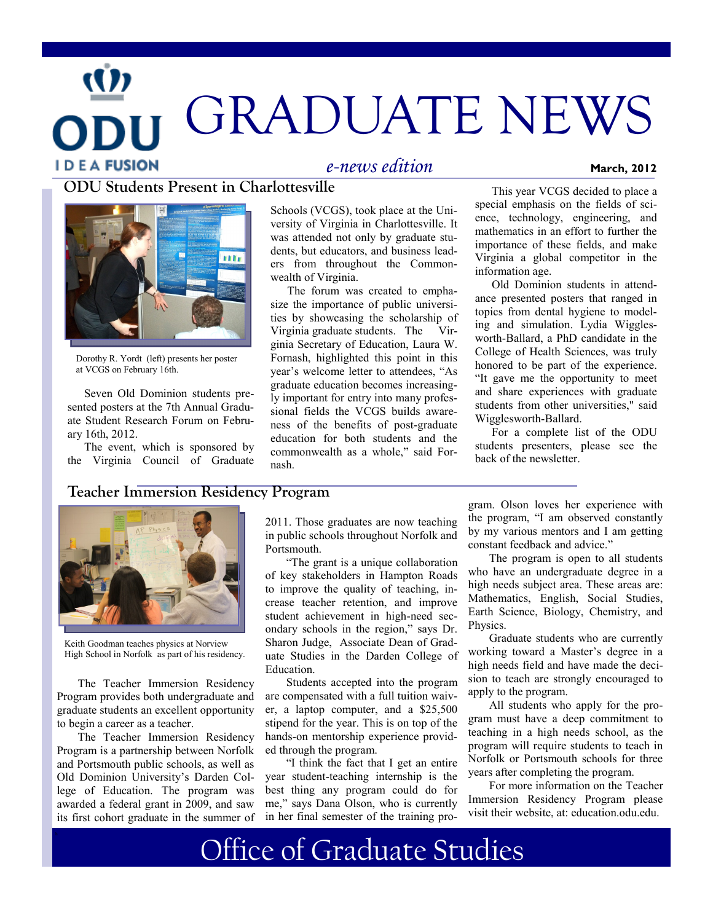# GRADUATE NEWS

*e-news edition*

**March, 2012**

## ODU Students Present in Charlottesville

Dorothy R. Yordt (left) presents her poster at VCGS on February 16th.

Seven Old Dominion students presented posters at the 7th Annual Graduate Student Research Forum on February 16th, 2012.

The event, which is sponsored by the Virginia Council of Graduate Schools (VCGS), took place at the University of Virginia in Charlottesville. It was attended not only by graduate students, but educators, and business leaders from throughout the Commonwealth of Virginia.

The forum was created to emphasize the importance of public universities by showcasing the scholarship of Virginia graduate students. The Virginia Secretary of Education, Laura W. Fornash, highlighted this point in this year's welcome letter to attendees, "As graduate education becomes increasingly important for entry into many professional fields the VCGS builds awareness of the benefits of post-graduate education for both students and the commonwealth as a whole," said Fornash.

This year VCGS decided to place a special emphasis on the fields of science, technology, engineering, and mathematics in an effort to further the importance of these fields, and make Virginia a global competitor in the information age.

Old Dominion students in attendance presented posters that ranged in topics from dental hygiene to modeling and simulation. Lydia Wigglesworth-Ballard, a PhD candidate in the College of Health Sciences, was truly honored to be part of the experience. "It gave me the opportunity to meet and share experiences with graduate students from other universities," said Wigglesworth-Ballard.

For a complete list of the ODU students presenters, please see the back of the newsletter.

## Teacher Immersion Residency Program

Keith Goodman teaches physics at Norview High School in Norfolk as part of his residency.

The Teacher Immersion Residency Program provides both undergraduate and graduate students an excellent opportunity to begin a career as a teacher.

The Teacher Immersion Residency Program is a partnership between Norfolk and Portsmouth public schools, as well as Old Dominion University's Darden College of Education. The program was awarded a federal grant in 2009, and saw its first cohort graduate in the summer of 2011. Those graduates are now teaching in public schools throughout Norfolk and Portsmouth.

"The grant is a unique collaboration of key stakeholders in Hampton Roads to improve the quality of teaching, increase teacher retention, and improve student achievement in high-need secondary schools in the region," says Dr. Sharon Judge, Associate Dean of Graduate Studies in the Darden College of Education.

Students accepted into the program are compensated with a full tuition waiver, a laptop computer, and a $25,500 stipend for the year. This is on top of the hands-on mentorship experience provided through the program.

"I think the fact that I get an entire year student-teaching internship is the best thing any program could do for me," says Dana Olson, who is currently in her final semester of the training program. Olson loves her experience with the program, "I am observed constantly by my various mentors and I am getting constant feedback and advice."

The program is open to all students who have an undergraduate degree in a high needs subject area. These areas are: Mathematics, English, Social Studies, Earth Science, Biology, Chemistry, and Physics.

Graduate students who are currently working toward a Master's degree in a high needs field and have made the decision to teach are strongly encouraged to apply to the program.

All students who apply for the program must have a deep commitment to teaching in a high needs school, as the program will require students to teach in Norfolk or Portsmouth schools for three years after completing the program.

For more information on the Teacher Immersion Residency Program please visit their website, at: education.odu.edu.

Office of Graduate Studies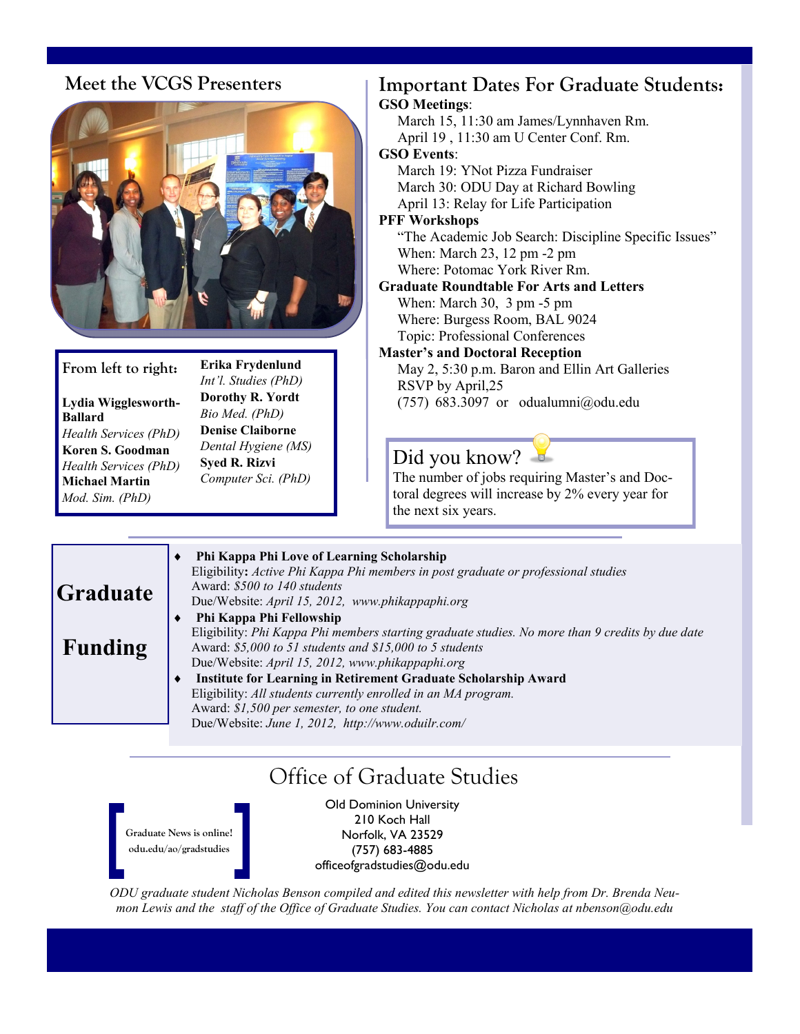## Meet the VCGS Presenters

**From left to right:**

**Lydia Wigglesworth-Ballard**
*Health Services (PhD)*
**Koren S. Goodman**
*Health Services (PhD)*
**Michael Martin**
*Mod. Sim. (PhD)*
**Erika Frydenlund**
*Int'l. Studies (PhD)*
**Dorothy R. Yordt**
*Bio Med. (PhD)*
**Denise Claiborne**
*Dental Hygiene (MS)*
**Syed R. Rizvi**
*Computer Sci. (PhD)*

## Important Dates For Graduate Students:

**GSO Meetings**:
March 15, 11:30 am James/Lynnhaven Rm.
April 19 , 11:30 am U Center Conf. Rm.

**GSO Events**:
March 19: YNot Pizza Fundraiser
March 30: ODU Day at Richard Bowling
April 13: Relay for Life Participation

**PFF Workshops**
"The Academic Job Search: Discipline Specific Issues"
When: March 23, 12 pm -2 pm
Where: Potomac York River Rm.

**Graduate Roundtable For Arts and Letters**
When: March 30, 3 pm -5 pm
Where: Burgess Room, BAL 9024
Topic: Professional Conferences

**Master's and Doctoral Reception**
May 2, 5:30 p.m. Baron and Ellin Art Galleries
RSVP by April,25
(757) 683.3097 or odualumni@odu.edu

### Did you know?

The number of jobs requiring Master's and Doctoral degrees will increase by 2% every year for the next six years.

## Graduate Funding

- **Phi Kappa Phi Love of Learning Scholarship**
  Eligibility**:** *Active Phi Kappa Phi members in post graduate or professional studies*
  Award: *$500 to 140 students*
  Due/Website: *April 15, 2012, www.phikappaphi.org*
- **Phi Kappa Phi Fellowship**
  Eligibility: *Phi Kappa Phi members starting graduate studies. No more than 9 credits by due date*
  Award: *$5,000 to 51 students and $15,000 to 5 students*
  Due/Website: *April 15, 2012, www.phikappaphi.org*
- **Institute for Learning in Retirement Graduate Scholarship Award**
  Eligibility: *All students currently enrolled in an MA program.*
  Award: *$1,500 per semester, to one student.*
  Due/Website: *June 1, 2012, http://www.oduilr.com/*

## Office of Graduate Studies

Graduate News is online!
odu.edu/ao/gradstudies

Old Dominion University
210 Koch Hall
Norfolk, VA 23529
(757) 683-4885
officeofgradstudies@odu.edu

*ODU graduate student Nicholas Benson compiled and edited this newsletter with help from Dr. Brenda Neumon Lewis and the staff of the Office of Graduate Studies. You can contact Nicholas at nbenson@odu.edu*